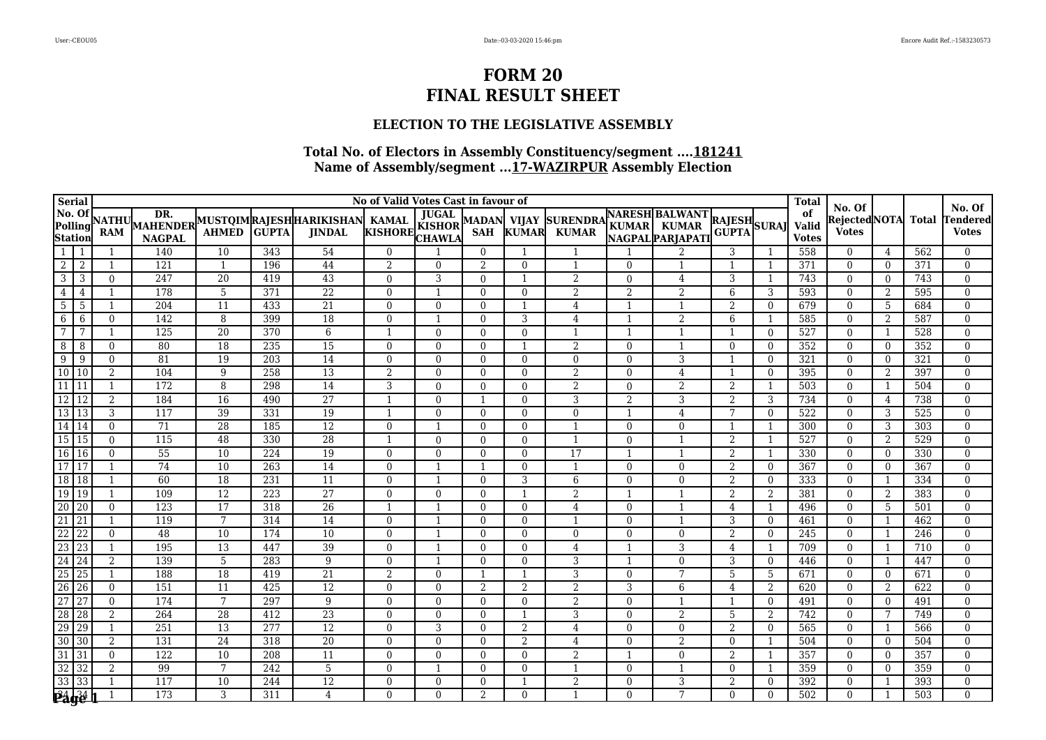# FORM 20
# FINAL RESULT SHEET

## ELECTION TO THE LEGISLATIVE ASSEMBLY

### Total No. of Electors in Assembly Constituency/segment ....181241
### Name of Assembly/segment ...17-WAZIRPUR Assembly Election

| Serial | No. Of Polling Station | NATHU RAM | DR. MAHENDER NAGPAL | MUSTQIM AHMED | RAJESH GUPTA | HARIKISHAN JINDAL | KAMAL KISHORE | JUGAL KISHOR CHAWLA | MADAN SAH | VIJAY KUMAR | SURENDRA KUMAR | NARESH KUMAR NAGPAL | BALWANT KUMAR PARJAPATI | RAJESH GUPTA | SURAJ | Total of Valid Votes | No. Of Rejected Votes | NOTA | Total | No. Of Tendered Votes |
|---|---|---|---|---|---|---|---|---|---|---|---|---|---|---|---|---|---|---|---|---|
| | | No of Valid Votes Cast in favour of | | | | | | | | | | | | | | | | | | |
| 1 | 1 | 1 | 140 | 10 | 343 | 54 | 0 | 1 | 0 | 1 | 1 | 1 | 2 | 3 | 1 | 558 | 0 | 4 | 562 | 0 |
| 2 | 2 | 1 | 121 | 1 | 196 | 44 | 2 | 0 | 2 | 0 | 1 | 0 | 1 | 1 | 1 | 371 | 0 | 0 | 371 | 0 |
| 3 | 3 | 0 | 247 | 20 | 419 | 43 | 0 | 3 | 0 | 1 | 2 | 0 | 4 | 3 | 1 | 743 | 0 | 0 | 743 | 0 |
| 4 | 4 | 1 | 178 | 5 | 371 | 22 | 0 | 1 | 0 | 0 | 2 | 2 | 2 | 6 | 3 | 593 | 0 | 2 | 595 | 0 |
| 5 | 5 | 1 | 204 | 11 | 433 | 21 | 0 | 0 | 0 | 1 | 4 | 1 | 1 | 2 | 0 | 679 | 0 | 5 | 684 | 0 |
| 6 | 6 | 0 | 142 | 8 | 399 | 18 | 0 | 1 | 0 | 3 | 4 | 1 | 2 | 6 | 1 | 585 | 0 | 2 | 587 | 0 |
| 7 | 7 | 1 | 125 | 20 | 370 | 6 | 1 | 0 | 0 | 0 | 1 | 1 | 1 | 1 | 0 | 527 | 0 | 1 | 528 | 0 |
| 8 | 8 | 0 | 80 | 18 | 235 | 15 | 0 | 0 | 0 | 1 | 2 | 0 | 1 | 0 | 0 | 352 | 0 | 0 | 352 | 0 |
| 9 | 9 | 0 | 81 | 19 | 203 | 14 | 0 | 0 | 0 | 0 | 0 | 0 | 3 | 1 | 0 | 321 | 0 | 0 | 321 | 0 |
| 10 | 10 | 2 | 104 | 9 | 258 | 13 | 2 | 0 | 0 | 0 | 2 | 0 | 4 | 1 | 0 | 395 | 0 | 2 | 397 | 0 |
| 11 | 11 | 1 | 172 | 8 | 298 | 14 | 3 | 0 | 0 | 0 | 2 | 0 | 2 | 2 | 1 | 503 | 0 | 1 | 504 | 0 |
| 12 | 12 | 2 | 184 | 16 | 490 | 27 | 1 | 0 | 1 | 0 | 3 | 2 | 3 | 2 | 3 | 734 | 0 | 4 | 738 | 0 |
| 13 | 13 | 3 | 117 | 39 | 331 | 19 | 1 | 0 | 0 | 0 | 0 | 1 | 4 | 7 | 0 | 522 | 0 | 3 | 525 | 0 |
| 14 | 14 | 0 | 71 | 28 | 185 | 12 | 0 | 1 | 0 | 0 | 1 | 0 | 0 | 1 | 1 | 300 | 0 | 3 | 303 | 0 |
| 15 | 15 | 0 | 115 | 48 | 330 | 28 | 1 | 0 | 0 | 0 | 1 | 0 | 1 | 2 | 1 | 527 | 0 | 2 | 529 | 0 |
| 16 | 16 | 0 | 55 | 10 | 224 | 19 | 0 | 0 | 0 | 0 | 17 | 1 | 1 | 2 | 1 | 330 | 0 | 0 | 330 | 0 |
| 17 | 17 | 1 | 74 | 10 | 263 | 14 | 0 | 1 | 1 | 0 | 1 | 0 | 0 | 2 | 0 | 367 | 0 | 0 | 367 | 0 |
| 18 | 18 | 1 | 60 | 18 | 231 | 11 | 0 | 1 | 0 | 3 | 6 | 0 | 0 | 2 | 0 | 333 | 0 | 1 | 334 | 0 |
| 19 | 19 | 1 | 109 | 12 | 223 | 27 | 0 | 0 | 0 | 1 | 2 | 1 | 1 | 2 | 2 | 381 | 0 | 2 | 383 | 0 |
| 20 | 20 | 0 | 123 | 17 | 318 | 26 | 1 | 1 | 0 | 0 | 4 | 0 | 1 | 4 | 1 | 496 | 0 | 5 | 501 | 0 |
| 21 | 21 | 1 | 119 | 7 | 314 | 14 | 0 | 1 | 0 | 0 | 1 | 0 | 1 | 3 | 0 | 461 | 0 | 1 | 462 | 0 |
| 22 | 22 | 0 | 48 | 10 | 174 | 10 | 0 | 1 | 0 | 0 | 0 | 0 | 0 | 2 | 0 | 245 | 0 | 1 | 246 | 0 |
| 23 | 23 | 1 | 195 | 13 | 447 | 39 | 0 | 1 | 0 | 0 | 4 | 1 | 3 | 4 | 1 | 709 | 0 | 1 | 710 | 0 |
| 24 | 24 | 2 | 139 | 5 | 283 | 9 | 0 | 1 | 0 | 0 | 3 | 1 | 0 | 3 | 0 | 446 | 0 | 1 | 447 | 0 |
| 25 | 25 | 1 | 188 | 18 | 419 | 21 | 2 | 0 | 1 | 1 | 3 | 0 | 7 | 5 | 5 | 671 | 0 | 0 | 671 | 0 |
| 26 | 26 | 0 | 151 | 11 | 425 | 12 | 0 | 0 | 2 | 2 | 2 | 3 | 6 | 4 | 2 | 620 | 0 | 2 | 622 | 0 |
| 27 | 27 | 0 | 174 | 7 | 297 | 9 | 0 | 0 | 0 | 0 | 2 | 0 | 1 | 1 | 0 | 491 | 0 | 0 | 491 | 0 |
| 28 | 28 | 2 | 264 | 28 | 412 | 23 | 0 | 0 | 0 | 1 | 3 | 0 | 2 | 5 | 2 | 742 | 0 | 7 | 749 | 0 |
| 29 | 29 | 1 | 251 | 13 | 277 | 12 | 0 | 3 | 0 | 2 | 4 | 0 | 0 | 2 | 0 | 565 | 0 | 1 | 566 | 0 |
| 30 | 30 | 2 | 131 | 24 | 318 | 20 | 0 | 0 | 0 | 2 | 4 | 0 | 2 | 0 | 1 | 504 | 0 | 0 | 504 | 0 |
| 31 | 31 | 0 | 122 | 10 | 208 | 11 | 0 | 0 | 0 | 0 | 2 | 1 | 0 | 2 | 1 | 357 | 0 | 0 | 357 | 0 |
| 32 | 32 | 2 | 99 | 7 | 242 | 5 | 0 | 1 | 0 | 0 | 1 | 0 | 1 | 0 | 1 | 359 | 0 | 0 | 359 | 0 |
| 33 | 33 | 1 | 117 | 10 | 244 | 12 | 0 | 0 | 0 | 1 | 2 | 0 | 3 | 2 | 0 | 392 | 0 | 1 | 393 | 0 |
| 34 | 34 | 1 | 173 | 3 | 311 | 4 | 0 | 0 | 2 | 0 | 1 | 0 | 7 | 0 | 0 | 502 | 0 | 1 | 503 | 0 |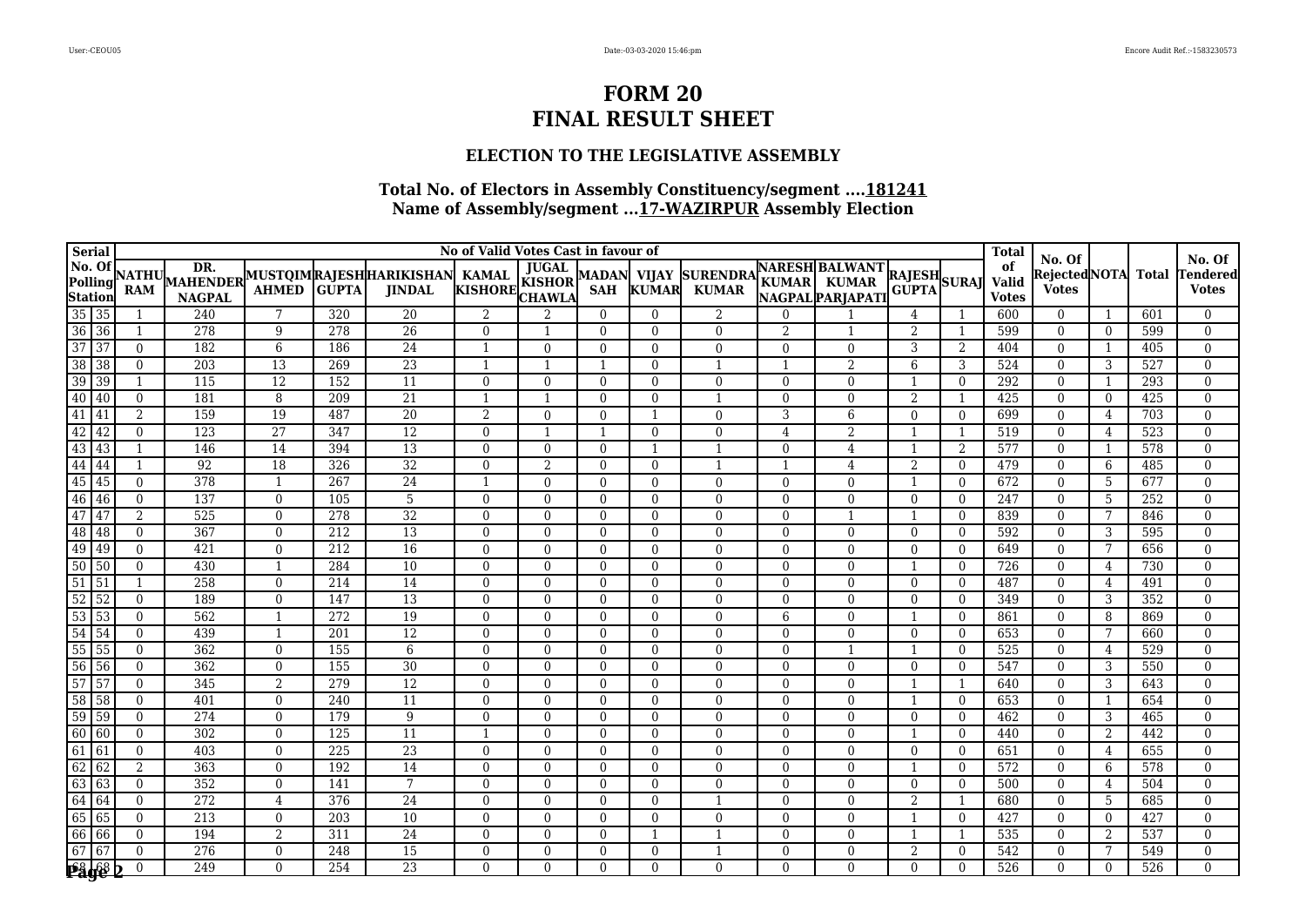# FORM 20
# FINAL RESULT SHEET

### ELECTION TO THE LEGISLATIVE ASSEMBLY

### Total No. of Electors in Assembly Constituency/segment ....181241
### Name of Assembly/segment ...17-WAZIRPUR Assembly Election

| Serial | No. Of Polling Station | NATHU RAM | DR. MAHENDER NAGPAL | MUSTQIM AHMED | RAJESH GUPTA | HARIKISHAN JINDAL | KAMAL KISHORE | JUGAL KISHOR CHAWLA | MADAN SAH | VIJAY KUMAR | SURENDRA KUMAR | NARESH KUMAR NAGPAL | BALWANT KUMAR PARJAPATI | RAJESH GUPTA | SURAJ | Total of Valid Votes | No. Of Rejected Votes | NOTA | Total | No. Of Tendered Votes |
|---|---|---|---|---|---|---|---|---|---|---|---|---|---|---|---|---|---|---|---|---|
| 35 | 35 | 1 | 240 | 7 | 320 | 20 | 2 | 2 | 0 | 0 | 2 | 0 | 1 | 4 | 1 | 600 | 0 | 1 | 601 | 0 |
| 36 | 36 | 1 | 278 | 9 | 278 | 26 | 0 | 1 | 0 | 0 | 0 | 2 | 1 | 2 | 1 | 599 | 0 | 0 | 599 | 0 |
| 37 | 37 | 0 | 182 | 6 | 186 | 24 | 1 | 0 | 0 | 0 | 0 | 0 | 0 | 3 | 2 | 404 | 0 | 1 | 405 | 0 |
| 38 | 38 | 0 | 203 | 13 | 269 | 23 | 1 | 1 | 1 | 0 | 1 | 1 | 2 | 6 | 3 | 524 | 0 | 3 | 527 | 0 |
| 39 | 39 | 1 | 115 | 12 | 152 | 11 | 0 | 0 | 0 | 0 | 0 | 0 | 0 | 1 | 0 | 292 | 0 | 1 | 293 | 0 |
| 40 | 40 | 0 | 181 | 8 | 209 | 21 | 1 | 1 | 0 | 0 | 1 | 0 | 0 | 2 | 1 | 425 | 0 | 0 | 425 | 0 |
| 41 | 41 | 2 | 159 | 19 | 487 | 20 | 2 | 0 | 0 | 1 | 0 | 3 | 6 | 0 | 0 | 699 | 0 | 4 | 703 | 0 |
| 42 | 42 | 0 | 123 | 27 | 347 | 12 | 0 | 1 | 1 | 0 | 0 | 4 | 2 | 1 | 1 | 519 | 0 | 4 | 523 | 0 |
| 43 | 43 | 1 | 146 | 14 | 394 | 13 | 0 | 0 | 0 | 1 | 1 | 0 | 4 | 1 | 2 | 577 | 0 | 1 | 578 | 0 |
| 44 | 44 | 1 | 92 | 18 | 326 | 32 | 0 | 2 | 0 | 0 | 1 | 1 | 4 | 2 | 0 | 479 | 0 | 6 | 485 | 0 |
| 45 | 45 | 0 | 378 | 1 | 267 | 24 | 1 | 0 | 0 | 0 | 0 | 0 | 0 | 1 | 0 | 672 | 0 | 5 | 677 | 0 |
| 46 | 46 | 0 | 137 | 0 | 105 | 5 | 0 | 0 | 0 | 0 | 0 | 0 | 0 | 0 | 0 | 247 | 0 | 5 | 252 | 0 |
| 47 | 47 | 2 | 525 | 0 | 278 | 32 | 0 | 0 | 0 | 0 | 0 | 0 | 1 | 1 | 0 | 839 | 0 | 7 | 846 | 0 |
| 48 | 48 | 0 | 367 | 0 | 212 | 13 | 0 | 0 | 0 | 0 | 0 | 0 | 0 | 0 | 0 | 592 | 0 | 3 | 595 | 0 |
| 49 | 49 | 0 | 421 | 0 | 212 | 16 | 0 | 0 | 0 | 0 | 0 | 0 | 0 | 0 | 0 | 649 | 0 | 7 | 656 | 0 |
| 50 | 50 | 0 | 430 | 1 | 284 | 10 | 0 | 0 | 0 | 0 | 0 | 0 | 0 | 1 | 0 | 726 | 0 | 4 | 730 | 0 |
| 51 | 51 | 1 | 258 | 0 | 214 | 14 | 0 | 0 | 0 | 0 | 0 | 0 | 0 | 0 | 0 | 487 | 0 | 4 | 491 | 0 |
| 52 | 52 | 0 | 189 | 0 | 147 | 13 | 0 | 0 | 0 | 0 | 0 | 0 | 0 | 0 | 0 | 349 | 0 | 3 | 352 | 0 |
| 53 | 53 | 0 | 562 | 1 | 272 | 19 | 0 | 0 | 0 | 0 | 0 | 6 | 0 | 1 | 0 | 861 | 0 | 8 | 869 | 0 |
| 54 | 54 | 0 | 439 | 1 | 201 | 12 | 0 | 0 | 0 | 0 | 0 | 0 | 0 | 0 | 0 | 653 | 0 | 7 | 660 | 0 |
| 55 | 55 | 0 | 362 | 0 | 155 | 6 | 0 | 0 | 0 | 0 | 0 | 0 | 1 | 1 | 0 | 525 | 0 | 4 | 529 | 0 |
| 56 | 56 | 0 | 362 | 0 | 155 | 30 | 0 | 0 | 0 | 0 | 0 | 0 | 0 | 0 | 0 | 547 | 0 | 3 | 550 | 0 |
| 57 | 57 | 0 | 345 | 2 | 279 | 12 | 0 | 0 | 0 | 0 | 0 | 0 | 0 | 1 | 1 | 640 | 0 | 3 | 643 | 0 |
| 58 | 58 | 0 | 401 | 0 | 240 | 11 | 0 | 0 | 0 | 0 | 0 | 0 | 0 | 1 | 0 | 653 | 0 | 1 | 654 | 0 |
| 59 | 59 | 0 | 274 | 0 | 179 | 9 | 0 | 0 | 0 | 0 | 0 | 0 | 0 | 0 | 0 | 462 | 0 | 3 | 465 | 0 |
| 60 | 60 | 0 | 302 | 0 | 125 | 11 | 1 | 0 | 0 | 0 | 0 | 0 | 0 | 1 | 0 | 440 | 0 | 2 | 442 | 0 |
| 61 | 61 | 0 | 403 | 0 | 225 | 23 | 0 | 0 | 0 | 0 | 0 | 0 | 0 | 0 | 0 | 651 | 0 | 4 | 655 | 0 |
| 62 | 62 | 2 | 363 | 0 | 192 | 14 | 0 | 0 | 0 | 0 | 0 | 0 | 0 | 1 | 0 | 572 | 0 | 6 | 578 | 0 |
| 63 | 63 | 0 | 352 | 0 | 141 | 7 | 0 | 0 | 0 | 0 | 0 | 0 | 0 | 0 | 0 | 500 | 0 | 4 | 504 | 0 |
| 64 | 64 | 0 | 272 | 4 | 376 | 24 | 0 | 0 | 0 | 0 | 1 | 0 | 0 | 2 | 1 | 680 | 0 | 5 | 685 | 0 |
| 65 | 65 | 0 | 213 | 0 | 203 | 10 | 0 | 0 | 0 | 0 | 0 | 0 | 0 | 1 | 0 | 427 | 0 | 0 | 427 | 0 |
| 66 | 66 | 0 | 194 | 2 | 311 | 24 | 0 | 0 | 0 | 1 | 1 | 0 | 0 | 1 | 1 | 535 | 0 | 2 | 537 | 0 |
| 67 | 67 | 0 | 276 | 0 | 248 | 15 | 0 | 0 | 0 | 0 | 1 | 0 | 0 | 2 | 0 | 542 | 0 | 7 | 549 | 0 |
| 68 | 68 | 0 | 249 | 0 | 254 | 23 | 0 | 0 | 0 | 0 | 0 | 0 | 0 | 0 | 0 | 526 | 0 | 0 | 526 | 0 |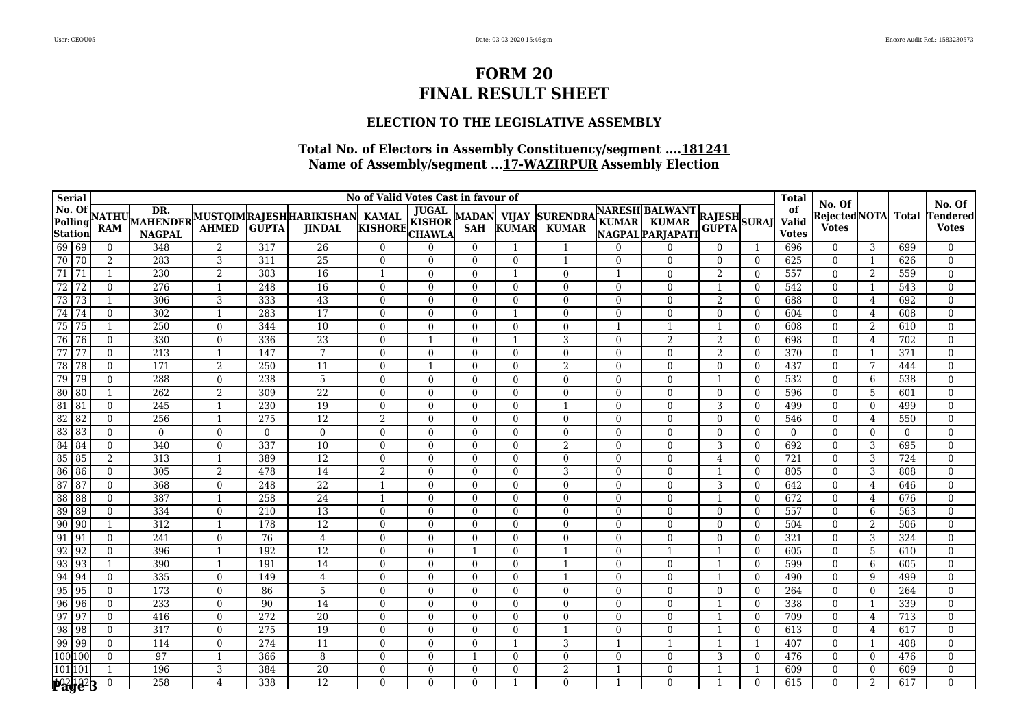# FORM 20
# FINAL RESULT SHEET

### ELECTION TO THE LEGISLATIVE ASSEMBLY

### Total No. of Electors in Assembly Constituency/segment ....181241
### Name of Assembly/segment ...17-WAZIRPUR Assembly Election

| Serial No. Of Polling Station | | NATHU RAM | DR. MAHENDER NAGPAL | MUSTQIM AHMED | RAJESH GUPTA | HARIKISHAN JINDAL | KAMAL KISHORE | JUGAL KISHOR CHAWLA | MADAN SAH | VIJAY KUMAR | SURENDRA KUMAR | NARESH KUMAR NAGPAL | BALWANT KUMAR PARJAPATI | RAJESH GUPTA | SURAJ | Total of Valid Votes | No. Of Rejected Votes | NOTA | Total | No. Of Tendered Votes |
|---|---|---|---|---|---|---|---|---|---|---|---|---|---|---|---|---|---|---|---|---|
| 69 | 69 | 0 | 348 | 2 | 317 | 26 | 0 | 0 | 0 | 1 | 1 | 0 | 0 | 0 | 1 | 696 | 0 | 3 | 699 | 0 |
| 70 | 70 | 2 | 283 | 3 | 311 | 25 | 0 | 0 | 0 | 0 | 1 | 0 | 0 | 0 | 0 | 625 | 0 | 1 | 626 | 0 |
| 71 | 71 | 1 | 230 | 2 | 303 | 16 | 1 | 0 | 0 | 1 | 0 | 1 | 0 | 2 | 0 | 557 | 0 | 2 | 559 | 0 |
| 72 | 72 | 0 | 276 | 1 | 248 | 16 | 0 | 0 | 0 | 0 | 0 | 0 | 0 | 1 | 0 | 542 | 0 | 1 | 543 | 0 |
| 73 | 73 | 1 | 306 | 3 | 333 | 43 | 0 | 0 | 0 | 0 | 0 | 0 | 0 | 2 | 0 | 688 | 0 | 4 | 692 | 0 |
| 74 | 74 | 0 | 302 | 1 | 283 | 17 | 0 | 0 | 0 | 1 | 0 | 0 | 0 | 0 | 0 | 604 | 0 | 4 | 608 | 0 |
| 75 | 75 | 1 | 250 | 0 | 344 | 10 | 0 | 0 | 0 | 0 | 0 | 1 | 1 | 1 | 0 | 608 | 0 | 2 | 610 | 0 |
| 76 | 76 | 0 | 330 | 0 | 336 | 23 | 0 | 1 | 0 | 1 | 3 | 0 | 2 | 2 | 0 | 698 | 0 | 4 | 702 | 0 |
| 77 | 77 | 0 | 213 | 1 | 147 | 7 | 0 | 0 | 0 | 0 | 0 | 0 | 0 | 2 | 0 | 370 | 0 | 1 | 371 | 0 |
| 78 | 78 | 0 | 171 | 2 | 250 | 11 | 0 | 1 | 0 | 0 | 2 | 0 | 0 | 0 | 0 | 437 | 0 | 7 | 444 | 0 |
| 79 | 79 | 0 | 288 | 0 | 238 | 5 | 0 | 0 | 0 | 0 | 0 | 0 | 0 | 1 | 0 | 532 | 0 | 6 | 538 | 0 |
| 80 | 80 | 1 | 262 | 2 | 309 | 22 | 0 | 0 | 0 | 0 | 0 | 0 | 0 | 0 | 0 | 596 | 0 | 5 | 601 | 0 |
| 81 | 81 | 0 | 245 | 1 | 230 | 19 | 0 | 0 | 0 | 0 | 1 | 0 | 0 | 3 | 0 | 499 | 0 | 0 | 499 | 0 |
| 82 | 82 | 0 | 256 | 1 | 275 | 12 | 2 | 0 | 0 | 0 | 0 | 0 | 0 | 0 | 0 | 546 | 0 | 4 | 550 | 0 |
| 83 | 83 | 0 | 0 | 0 | 0 | 0 | 0 | 0 | 0 | 0 | 0 | 0 | 0 | 0 | 0 | 0 | 0 | 0 | 0 | 0 |
| 84 | 84 | 0 | 340 | 0 | 337 | 10 | 0 | 0 | 0 | 0 | 2 | 0 | 0 | 3 | 0 | 692 | 0 | 3 | 695 | 0 |
| 85 | 85 | 2 | 313 | 1 | 389 | 12 | 0 | 0 | 0 | 0 | 0 | 0 | 0 | 4 | 0 | 721 | 0 | 3 | 724 | 0 |
| 86 | 86 | 0 | 305 | 2 | 478 | 14 | 2 | 0 | 0 | 0 | 3 | 0 | 0 | 1 | 0 | 805 | 0 | 3 | 808 | 0 |
| 87 | 87 | 0 | 368 | 0 | 248 | 22 | 1 | 0 | 0 | 0 | 0 | 0 | 0 | 3 | 0 | 642 | 0 | 4 | 646 | 0 |
| 88 | 88 | 0 | 387 | 1 | 258 | 24 | 1 | 0 | 0 | 0 | 0 | 0 | 0 | 1 | 0 | 672 | 0 | 4 | 676 | 0 |
| 89 | 89 | 0 | 334 | 0 | 210 | 13 | 0 | 0 | 0 | 0 | 0 | 0 | 0 | 0 | 0 | 557 | 0 | 6 | 563 | 0 |
| 90 | 90 | 1 | 312 | 1 | 178 | 12 | 0 | 0 | 0 | 0 | 0 | 0 | 0 | 0 | 0 | 504 | 0 | 2 | 506 | 0 |
| 91 | 91 | 0 | 241 | 0 | 76 | 4 | 0 | 0 | 0 | 0 | 0 | 0 | 0 | 0 | 0 | 321 | 0 | 3 | 324 | 0 |
| 92 | 92 | 0 | 396 | 1 | 192 | 12 | 0 | 0 | 1 | 0 | 1 | 0 | 1 | 1 | 0 | 605 | 0 | 5 | 610 | 0 |
| 93 | 93 | 1 | 390 | 1 | 191 | 14 | 0 | 0 | 0 | 0 | 1 | 0 | 0 | 1 | 0 | 599 | 0 | 6 | 605 | 0 |
| 94 | 94 | 0 | 335 | 0 | 149 | 4 | 0 | 0 | 0 | 0 | 1 | 0 | 0 | 1 | 0 | 490 | 0 | 9 | 499 | 0 |
| 95 | 95 | 0 | 173 | 0 | 86 | 5 | 0 | 0 | 0 | 0 | 0 | 0 | 0 | 0 | 0 | 264 | 0 | 0 | 264 | 0 |
| 96 | 96 | 0 | 233 | 0 | 90 | 14 | 0 | 0 | 0 | 0 | 0 | 0 | 0 | 1 | 0 | 338 | 0 | 1 | 339 | 0 |
| 97 | 97 | 0 | 416 | 0 | 272 | 20 | 0 | 0 | 0 | 0 | 0 | 0 | 0 | 1 | 0 | 709 | 0 | 4 | 713 | 0 |
| 98 | 98 | 0 | 317 | 0 | 275 | 19 | 0 | 0 | 0 | 0 | 1 | 0 | 0 | 1 | 0 | 613 | 0 | 4 | 617 | 0 |
| 99 | 99 | 0 | 114 | 0 | 274 | 11 | 0 | 0 | 0 | 1 | 3 | 1 | 1 | 1 | 1 | 407 | 0 | 1 | 408 | 0 |
| 100 | 100 | 0 | 97 | 1 | 366 | 8 | 0 | 0 | 1 | 0 | 0 | 0 | 0 | 3 | 0 | 476 | 0 | 0 | 476 | 0 |
| 101 | 101 | 1 | 196 | 3 | 384 | 20 | 0 | 0 | 0 | 0 | 2 | 1 | 0 | 1 | 1 | 609 | 0 | 0 | 609 | 0 |
| 102 | 102 | 0 | 258 | 4 | 338 | 12 | 0 | 0 | 0 | 1 | 0 | 1 | 0 | 1 | 0 | 615 | 0 | 2 | 617 | 0 |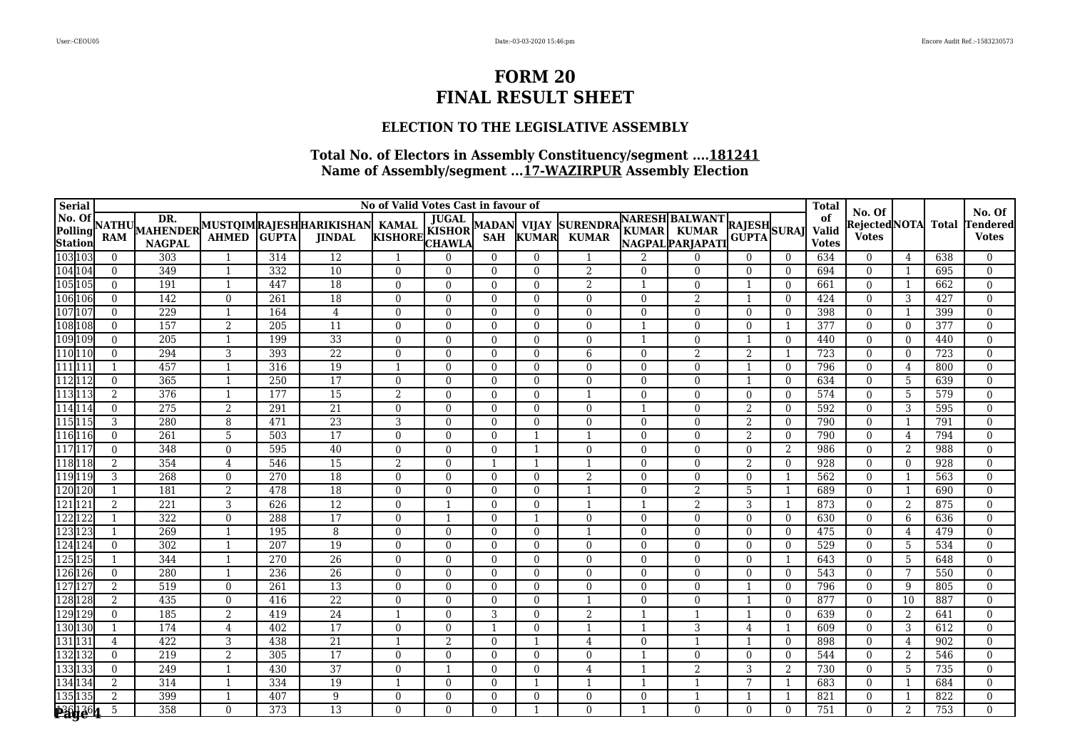# FORM 20
# FINAL RESULT SHEET

### ELECTION TO THE LEGISLATIVE ASSEMBLY

### Total No. of Electors in Assembly Constituency/segment ....181241
### Name of Assembly/segment ...17-WAZIRPUR Assembly Election

| Serial No. Of Polling Station | | No of Valid Votes Cast in favour of | | | | | | | | | | | | | | | Total of Valid Votes | No. Of Rejected Votes | NOTA | Total | No. Of Tendered Votes |
|---|---|---|---|---|---|---|---|---|---|---|---|---|---|---|---|---|---|---|---|---|---|
| | | NATHU RAM | DR. MAHENDER NAGPAL | MUSTQIM AHMED | RAJESH GUPTA | HARIKISHAN JINDAL | KAMAL KISHORE | JUGAL KISHOR CHAWLA | MADAN SAH | VIJAY KUMAR | SURENDRA KUMAR | NARESH KUMAR NAGPAL | BALWANT KUMAR PARJAPATI | RAJESH GUPTA | SURAJ | | | | | |
| 103 | 103 | 0 | 303 | 1 | 314 | 12 | 1 | 0 | 0 | 0 | 1 | 2 | 0 | 0 | 0 | 634 | 0 | 4 | 638 | 0 |
| 104 | 104 | 0 | 349 | 1 | 332 | 10 | 0 | 0 | 0 | 0 | 2 | 0 | 0 | 0 | 0 | 694 | 0 | 1 | 695 | 0 |
| 105 | 105 | 0 | 191 | 1 | 447 | 18 | 0 | 0 | 0 | 0 | 2 | 1 | 0 | 1 | 0 | 661 | 0 | 1 | 662 | 0 |
| 106 | 106 | 0 | 142 | 0 | 261 | 18 | 0 | 0 | 0 | 0 | 0 | 0 | 2 | 1 | 0 | 424 | 0 | 3 | 427 | 0 |
| 107 | 107 | 0 | 229 | 1 | 164 | 4 | 0 | 0 | 0 | 0 | 0 | 0 | 0 | 0 | 0 | 398 | 0 | 1 | 399 | 0 |
| 108 | 108 | 0 | 157 | 2 | 205 | 11 | 0 | 0 | 0 | 0 | 0 | 1 | 0 | 0 | 1 | 377 | 0 | 0 | 377 | 0 |
| 109 | 109 | 0 | 205 | 1 | 199 | 33 | 0 | 0 | 0 | 0 | 0 | 1 | 0 | 1 | 0 | 440 | 0 | 0 | 440 | 0 |
| 110 | 110 | 0 | 294 | 3 | 393 | 22 | 0 | 0 | 0 | 0 | 6 | 0 | 2 | 2 | 1 | 723 | 0 | 0 | 723 | 0 |
| 111 | 111 | 1 | 457 | 1 | 316 | 19 | 1 | 0 | 0 | 0 | 0 | 0 | 0 | 1 | 0 | 796 | 0 | 4 | 800 | 0 |
| 112 | 112 | 0 | 365 | 1 | 250 | 17 | 0 | 0 | 0 | 0 | 0 | 0 | 0 | 1 | 0 | 634 | 0 | 5 | 639 | 0 |
| 113 | 113 | 2 | 376 | 1 | 177 | 15 | 2 | 0 | 0 | 0 | 1 | 0 | 0 | 0 | 0 | 574 | 0 | 5 | 579 | 0 |
| 114 | 114 | 0 | 275 | 2 | 291 | 21 | 0 | 0 | 0 | 0 | 0 | 1 | 0 | 2 | 0 | 592 | 0 | 3 | 595 | 0 |
| 115 | 115 | 3 | 280 | 8 | 471 | 23 | 3 | 0 | 0 | 0 | 0 | 0 | 0 | 2 | 0 | 790 | 0 | 1 | 791 | 0 |
| 116 | 116 | 0 | 261 | 5 | 503 | 17 | 0 | 0 | 0 | 1 | 1 | 0 | 0 | 2 | 0 | 790 | 0 | 4 | 794 | 0 |
| 117 | 117 | 0 | 348 | 0 | 595 | 40 | 0 | 0 | 0 | 1 | 0 | 0 | 0 | 0 | 2 | 986 | 0 | 2 | 988 | 0 |
| 118 | 118 | 2 | 354 | 4 | 546 | 15 | 2 | 0 | 1 | 1 | 1 | 0 | 0 | 2 | 0 | 928 | 0 | 0 | 928 | 0 |
| 119 | 119 | 3 | 268 | 0 | 270 | 18 | 0 | 0 | 0 | 0 | 2 | 0 | 0 | 0 | 1 | 562 | 0 | 1 | 563 | 0 |
| 120 | 120 | 1 | 181 | 2 | 478 | 18 | 0 | 0 | 0 | 0 | 1 | 0 | 2 | 5 | 1 | 689 | 0 | 1 | 690 | 0 |
| 121 | 121 | 2 | 221 | 3 | 626 | 12 | 0 | 1 | 0 | 0 | 1 | 1 | 2 | 3 | 1 | 873 | 0 | 2 | 875 | 0 |
| 122 | 122 | 1 | 322 | 0 | 288 | 17 | 0 | 1 | 0 | 1 | 0 | 0 | 0 | 0 | 0 | 630 | 0 | 6 | 636 | 0 |
| 123 | 123 | 1 | 269 | 1 | 195 | 8 | 0 | 0 | 0 | 0 | 1 | 0 | 0 | 0 | 0 | 475 | 0 | 4 | 479 | 0 |
| 124 | 124 | 0 | 302 | 1 | 207 | 19 | 0 | 0 | 0 | 0 | 0 | 0 | 0 | 0 | 0 | 529 | 0 | 5 | 534 | 0 |
| 125 | 125 | 1 | 344 | 1 | 270 | 26 | 0 | 0 | 0 | 0 | 0 | 0 | 0 | 0 | 1 | 643 | 0 | 5 | 648 | 0 |
| 126 | 126 | 0 | 280 | 1 | 236 | 26 | 0 | 0 | 0 | 0 | 0 | 0 | 0 | 0 | 0 | 543 | 0 | 7 | 550 | 0 |
| 127 | 127 | 2 | 519 | 0 | 261 | 13 | 0 | 0 | 0 | 0 | 0 | 0 | 0 | 1 | 0 | 796 | 0 | 9 | 805 | 0 |
| 128 | 128 | 2 | 435 | 0 | 416 | 22 | 0 | 0 | 0 | 0 | 1 | 0 | 0 | 1 | 0 | 877 | 0 | 10 | 887 | 0 |
| 129 | 129 | 0 | 185 | 2 | 419 | 24 | 1 | 0 | 3 | 0 | 2 | 1 | 1 | 1 | 0 | 639 | 0 | 2 | 641 | 0 |
| 130 | 130 | 1 | 174 | 4 | 402 | 17 | 0 | 0 | 1 | 0 | 1 | 1 | 3 | 4 | 1 | 609 | 0 | 3 | 612 | 0 |
| 131 | 131 | 4 | 422 | 3 | 438 | 21 | 1 | 2 | 0 | 1 | 4 | 0 | 1 | 1 | 0 | 898 | 0 | 4 | 902 | 0 |
| 132 | 132 | 0 | 219 | 2 | 305 | 17 | 0 | 0 | 0 | 0 | 0 | 1 | 0 | 0 | 0 | 544 | 0 | 2 | 546 | 0 |
| 133 | 133 | 0 | 249 | 1 | 430 | 37 | 0 | 1 | 0 | 0 | 4 | 1 | 2 | 3 | 2 | 730 | 0 | 5 | 735 | 0 |
| 134 | 134 | 2 | 314 | 1 | 334 | 19 | 1 | 0 | 0 | 1 | 1 | 1 | 1 | 7 | 1 | 683 | 0 | 1 | 684 | 0 |
| 135 | 135 | 2 | 399 | 1 | 407 | 9 | 0 | 0 | 0 | 0 | 0 | 0 | 1 | 1 | 1 | 821 | 0 | 1 | 822 | 0 |
| 136 | 136 | 5 | 358 | 0 | 373 | 13 | 0 | 0 | 0 | 1 | 0 | 1 | 0 | 0 | 0 | 751 | 0 | 2 | 753 | 0 |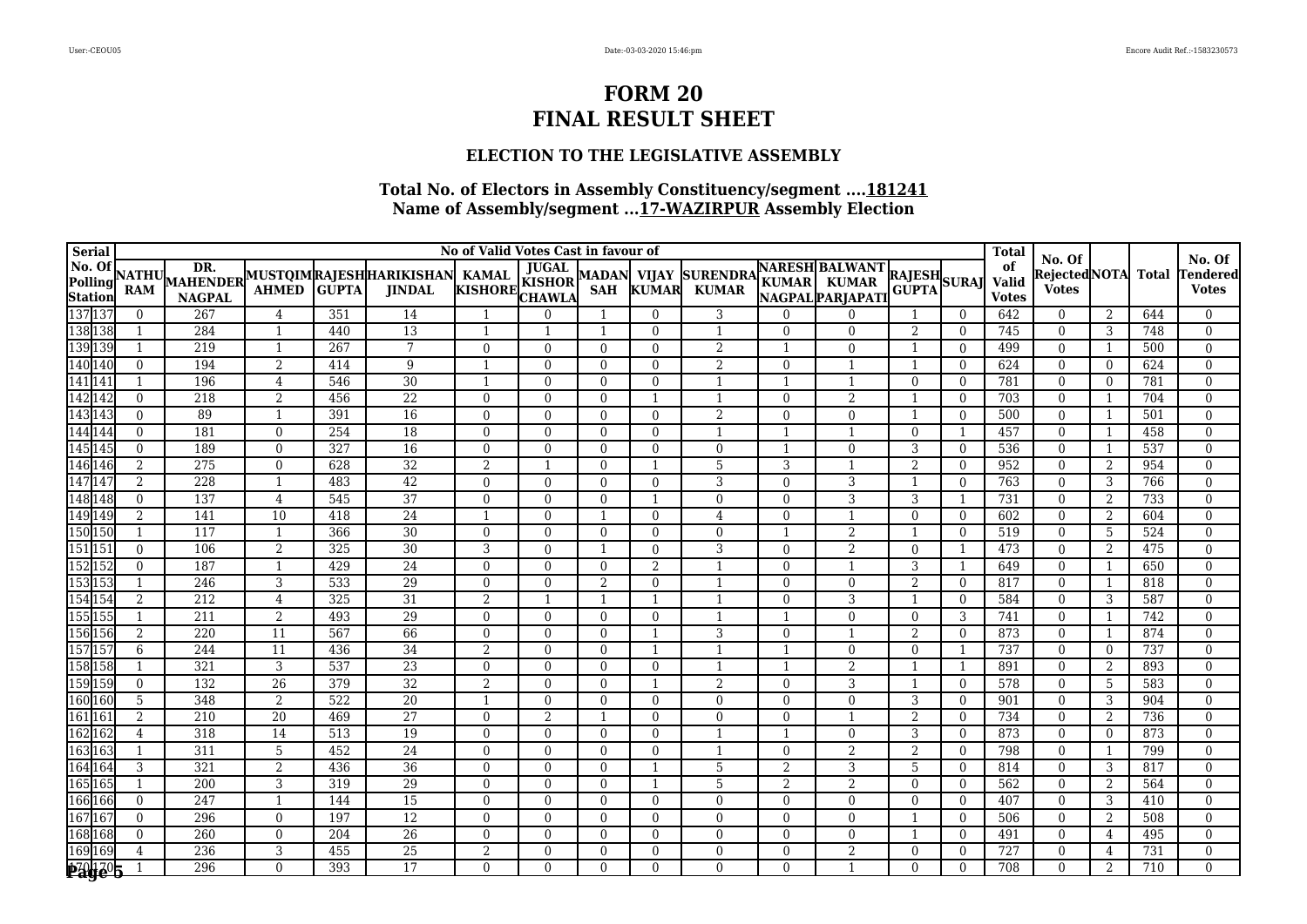# FORM 20
# FINAL RESULT SHEET

### ELECTION TO THE LEGISLATIVE ASSEMBLY

**Total No. of Electors in Assembly Constituency/segment ....181241**
**Name of Assembly/segment ...17-WAZIRPUR Assembly Election**

| Serial No. Of Polling Station | | No of Valid Votes Cast in favour of | | | | | | | | | | | | | | Total of Valid Votes | No. Of Rejected Votes | NOTA | Total | No. Of Tendered Votes |
|---|---|---|---|---|---|---|---|---|---|---|---|---|---|---|---|---|---|---|---|---|
| | | NATHU RAM | DR. MAHENDER NAGPAL | MUSTQIM AHMED | RAJESH GUPTA | HARIKISHAN JINDAL | KAMAL KISHORE | JUGAL KISHOR CHAWLA | MADAN SAH | VIJAY KUMAR | SURENDRA KUMAR | NARESH KUMAR NAGPAL | BALWANT KUMAR PARJAPATI | RAJESH GUPTA | SURAJ | | | | | |
| 137 | 137 | 0 | 267 | 4 | 351 | 14 | 1 | 0 | 1 | 0 | 3 | 0 | 0 | 1 | 0 | 642 | 0 | 2 | 644 | 0 |
| 138 | 138 | 1 | 284 | 1 | 440 | 13 | 1 | 1 | 1 | 0 | 1 | 0 | 0 | 2 | 0 | 745 | 0 | 3 | 748 | 0 |
| 139 | 139 | 1 | 219 | 1 | 267 | 7 | 0 | 0 | 0 | 0 | 2 | 1 | 0 | 1 | 0 | 499 | 0 | 1 | 500 | 0 |
| 140 | 140 | 0 | 194 | 2 | 414 | 9 | 1 | 0 | 0 | 0 | 2 | 0 | 1 | 1 | 0 | 624 | 0 | 0 | 624 | 0 |
| 141 | 141 | 1 | 196 | 4 | 546 | 30 | 1 | 0 | 0 | 0 | 1 | 1 | 1 | 0 | 0 | 781 | 0 | 0 | 781 | 0 |
| 142 | 142 | 0 | 218 | 2 | 456 | 22 | 0 | 0 | 0 | 1 | 1 | 0 | 2 | 1 | 0 | 703 | 0 | 1 | 704 | 0 |
| 143 | 143 | 0 | 89 | 1 | 391 | 16 | 0 | 0 | 0 | 0 | 2 | 0 | 0 | 1 | 0 | 500 | 0 | 1 | 501 | 0 |
| 144 | 144 | 0 | 181 | 0 | 254 | 18 | 0 | 0 | 0 | 0 | 1 | 1 | 1 | 0 | 1 | 457 | 0 | 1 | 458 | 0 |
| 145 | 145 | 0 | 189 | 0 | 327 | 16 | 0 | 0 | 0 | 0 | 0 | 1 | 0 | 3 | 0 | 536 | 0 | 1 | 537 | 0 |
| 146 | 146 | 2 | 275 | 0 | 628 | 32 | 2 | 1 | 0 | 1 | 5 | 3 | 1 | 2 | 0 | 952 | 0 | 2 | 954 | 0 |
| 147 | 147 | 2 | 228 | 1 | 483 | 42 | 0 | 0 | 0 | 0 | 3 | 0 | 3 | 1 | 0 | 763 | 0 | 3 | 766 | 0 |
| 148 | 148 | 0 | 137 | 4 | 545 | 37 | 0 | 0 | 0 | 1 | 0 | 0 | 3 | 3 | 1 | 731 | 0 | 2 | 733 | 0 |
| 149 | 149 | 2 | 141 | 10 | 418 | 24 | 1 | 0 | 1 | 0 | 4 | 0 | 1 | 0 | 0 | 602 | 0 | 2 | 604 | 0 |
| 150 | 150 | 1 | 117 | 1 | 366 | 30 | 0 | 0 | 0 | 0 | 0 | 1 | 2 | 1 | 0 | 519 | 0 | 5 | 524 | 0 |
| 151 | 151 | 0 | 106 | 2 | 325 | 30 | 3 | 0 | 1 | 0 | 3 | 0 | 2 | 0 | 1 | 473 | 0 | 2 | 475 | 0 |
| 152 | 152 | 0 | 187 | 1 | 429 | 24 | 0 | 0 | 0 | 2 | 1 | 0 | 1 | 3 | 1 | 649 | 0 | 1 | 650 | 0 |
| 153 | 153 | 1 | 246 | 3 | 533 | 29 | 0 | 0 | 2 | 0 | 1 | 0 | 0 | 2 | 0 | 817 | 0 | 1 | 818 | 0 |
| 154 | 154 | 2 | 212 | 4 | 325 | 31 | 2 | 1 | 1 | 1 | 1 | 0 | 3 | 1 | 0 | 584 | 0 | 3 | 587 | 0 |
| 155 | 155 | 1 | 211 | 2 | 493 | 29 | 0 | 0 | 0 | 0 | 1 | 1 | 0 | 0 | 3 | 741 | 0 | 1 | 742 | 0 |
| 156 | 156 | 2 | 220 | 11 | 567 | 66 | 0 | 0 | 0 | 1 | 3 | 0 | 1 | 2 | 0 | 873 | 0 | 1 | 874 | 0 |
| 157 | 157 | 6 | 244 | 11 | 436 | 34 | 2 | 0 | 0 | 1 | 1 | 1 | 0 | 0 | 1 | 737 | 0 | 0 | 737 | 0 |
| 158 | 158 | 1 | 321 | 3 | 537 | 23 | 0 | 0 | 0 | 0 | 1 | 1 | 2 | 1 | 1 | 891 | 0 | 2 | 893 | 0 |
| 159 | 159 | 0 | 132 | 26 | 379 | 32 | 2 | 0 | 0 | 1 | 2 | 0 | 3 | 1 | 0 | 578 | 0 | 5 | 583 | 0 |
| 160 | 160 | 5 | 348 | 2 | 522 | 20 | 1 | 0 | 0 | 0 | 0 | 0 | 0 | 3 | 0 | 901 | 0 | 3 | 904 | 0 |
| 161 | 161 | 2 | 210 | 20 | 469 | 27 | 0 | 2 | 1 | 0 | 0 | 0 | 1 | 2 | 0 | 734 | 0 | 2 | 736 | 0 |
| 162 | 162 | 4 | 318 | 14 | 513 | 19 | 0 | 0 | 0 | 0 | 1 | 1 | 0 | 3 | 0 | 873 | 0 | 0 | 873 | 0 |
| 163 | 163 | 1 | 311 | 5 | 452 | 24 | 0 | 0 | 0 | 0 | 1 | 0 | 2 | 2 | 0 | 798 | 0 | 1 | 799 | 0 |
| 164 | 164 | 3 | 321 | 2 | 436 | 36 | 0 | 0 | 0 | 1 | 5 | 2 | 3 | 5 | 0 | 814 | 0 | 3 | 817 | 0 |
| 165 | 165 | 1 | 200 | 3 | 319 | 29 | 0 | 0 | 0 | 1 | 5 | 2 | 2 | 0 | 0 | 562 | 0 | 2 | 564 | 0 |
| 166 | 166 | 0 | 247 | 1 | 144 | 15 | 0 | 0 | 0 | 0 | 0 | 0 | 0 | 0 | 0 | 407 | 0 | 3 | 410 | 0 |
| 167 | 167 | 0 | 296 | 0 | 197 | 12 | 0 | 0 | 0 | 0 | 0 | 0 | 0 | 1 | 0 | 506 | 0 | 2 | 508 | 0 |
| 168 | 168 | 0 | 260 | 0 | 204 | 26 | 0 | 0 | 0 | 0 | 0 | 0 | 0 | 1 | 0 | 491 | 0 | 4 | 495 | 0 |
| 169 | 169 | 4 | 236 | 3 | 455 | 25 | 2 | 0 | 0 | 0 | 0 | 0 | 2 | 0 | 0 | 727 | 0 | 4 | 731 | 0 |
| 170 | 170 | 1 | 296 | 0 | 393 | 17 | 0 | 0 | 0 | 0 | 0 | 0 | 1 | 0 | 0 | 708 | 0 | 2 | 710 | 0 |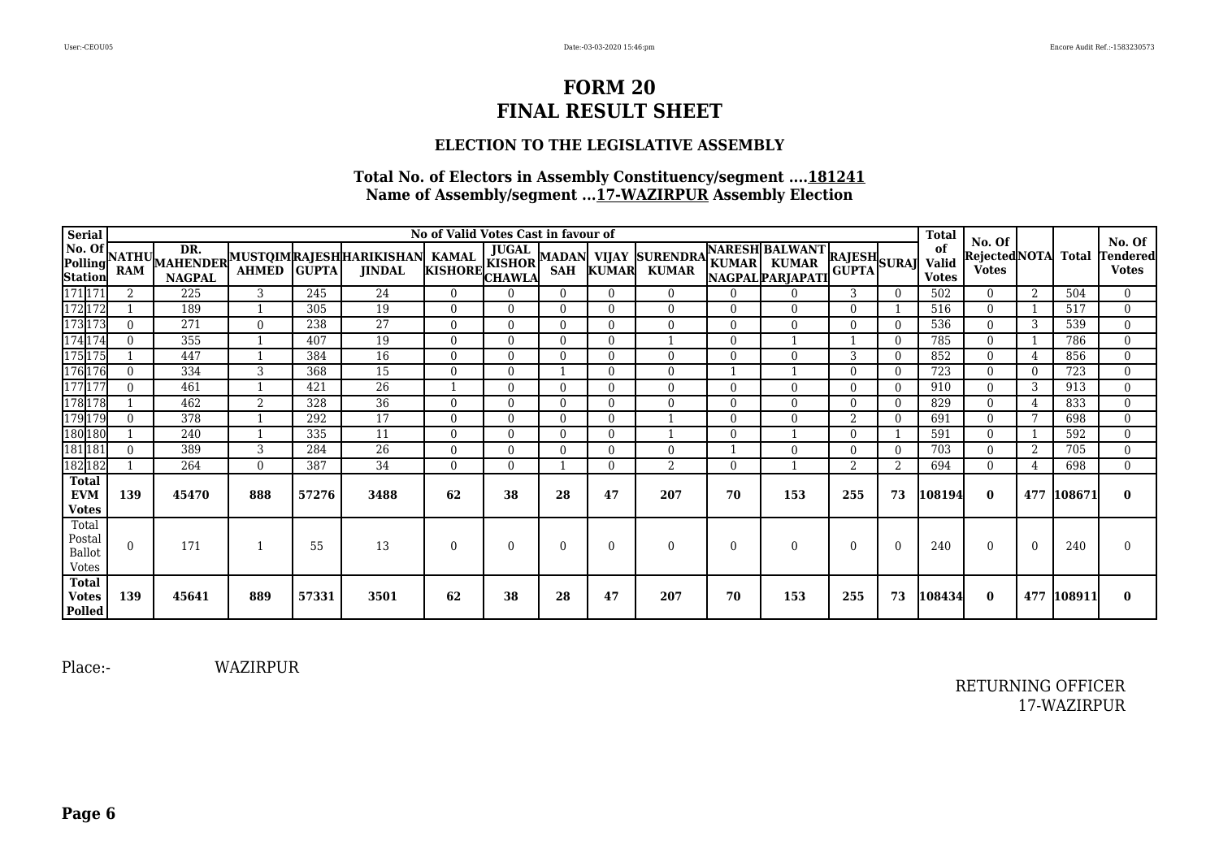# FORM 20
# FINAL RESULT SHEET

### ELECTION TO THE LEGISLATIVE ASSEMBLY

### Total No. of Electors in Assembly Constituency/segment ....181241
### Name of Assembly/segment ...17-WAZIRPUR Assembly Election

| Serial No. Of Polling Station | | No of Valid Votes Cast in favour of | | | | | | | | | | | | | | Total of Valid Votes | No. Of Rejected Votes | NOTA | Total | No. Of Tendered Votes |
|---|---|---|---|---|---|---|---|---|---|---|---|---|---|---|---|---|---|---|---|---|
| | | NATHU RAM | DR. MAHENDER NAGPAL | MUSTQIM AHMED | RAJESH GUPTA | HARIKISHAN JINDAL | KAMAL KISHORE | JUGAL KISHOR CHAWLA | MADAN SAH | VIJAY KUMAR | SURENDRA KUMAR | NARESH KUMAR NAGPAL | BALWANT KUMAR PARJAPATI | RAJESH GUPTA | SURAJ | | | | | |
| 171 | 171 | 2 | 225 | 3 | 245 | 24 | 0 | 0 | 0 | 0 | 0 | 0 | 0 | 3 | 0 | 502 | 0 | 2 | 504 | 0 |
| 172 | 172 | 1 | 189 | 1 | 305 | 19 | 0 | 0 | 0 | 0 | 0 | 0 | 0 | 0 | 1 | 516 | 0 | 1 | 517 | 0 |
| 173 | 173 | 0 | 271 | 0 | 238 | 27 | 0 | 0 | 0 | 0 | 0 | 0 | 0 | 0 | 0 | 536 | 0 | 3 | 539 | 0 |
| 174 | 174 | 0 | 355 | 1 | 407 | 19 | 0 | 0 | 0 | 0 | 1 | 0 | 1 | 1 | 0 | 785 | 0 | 1 | 786 | 0 |
| 175 | 175 | 1 | 447 | 1 | 384 | 16 | 0 | 0 | 0 | 0 | 0 | 0 | 0 | 3 | 0 | 852 | 0 | 4 | 856 | 0 |
| 176 | 176 | 0 | 334 | 3 | 368 | 15 | 0 | 0 | 1 | 0 | 0 | 1 | 1 | 0 | 0 | 723 | 0 | 0 | 723 | 0 |
| 177 | 177 | 0 | 461 | 1 | 421 | 26 | 1 | 0 | 0 | 0 | 0 | 0 | 0 | 0 | 0 | 910 | 0 | 3 | 913 | 0 |
| 178 | 178 | 1 | 462 | 2 | 328 | 36 | 0 | 0 | 0 | 0 | 0 | 0 | 0 | 0 | 0 | 829 | 0 | 4 | 833 | 0 |
| 179 | 179 | 0 | 378 | 1 | 292 | 17 | 0 | 0 | 0 | 0 | 1 | 0 | 0 | 2 | 0 | 691 | 0 | 7 | 698 | 0 |
| 180 | 180 | 1 | 240 | 1 | 335 | 11 | 0 | 0 | 0 | 0 | 1 | 0 | 1 | 0 | 1 | 591 | 0 | 1 | 592 | 0 |
| 181 | 181 | 0 | 389 | 3 | 284 | 26 | 0 | 0 | 0 | 0 | 0 | 1 | 0 | 0 | 0 | 703 | 0 | 2 | 705 | 0 |
| 182 | 182 | 1 | 264 | 0 | 387 | 34 | 0 | 0 | 1 | 0 | 2 | 0 | 1 | 2 | 2 | 694 | 0 | 4 | 698 | 0 |
| **Total EVM Votes** | | **139** | **45470** | **888** | **57276** | **3488** | **62** | **38** | **28** | **47** | **207** | **70** | **153** | **255** | **73** | **108194** | **0** | **477** | **108671** | **0** |
| Total Postal Ballot Votes | | 0 | 171 | 1 | 55 | 13 | 0 | 0 | 0 | 0 | 0 | 0 | 0 | 0 | 0 | 240 | 0 | 0 | 240 | 0 |
| **Total Votes Polled** | | **139** | **45641** | **889** | **57331** | **3501** | **62** | **38** | **28** | **47** | **207** | **70** | **153** | **255** | **73** | **108434** | **0** | **477** | **108911** | **0** |

Place:- WAZIRPUR

RETURNING OFFICER
17-WAZIRPUR